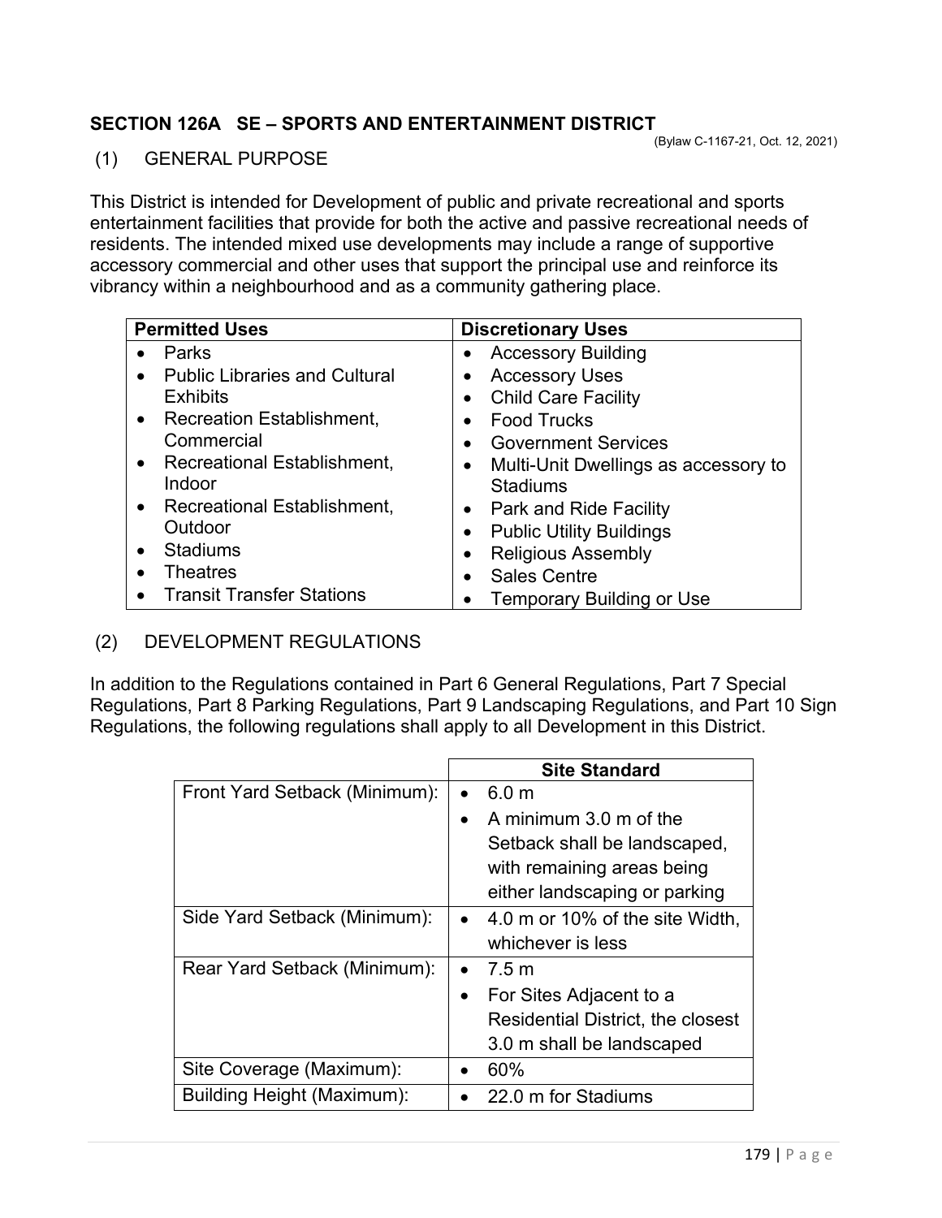## SECTION 126A SE – SPORTS AND ENTERTAINMENT DISTRICT

(Bylaw C-1167-21, Oct. 12, 2021)

### (1) GENERAL PURPOSE

This District is intended for Development of public and private recreational and sports entertainment facilities that provide for both the active and passive recreational needs of residents. The intended mixed use developments may include a range of supportive accessory commercial and other uses that support the principal use and reinforce its vibrancy within a neighbourhood and as a community gathering place.

| Permitted Uses | Discretionary Uses |
|---|---|
| • Parks<br>• Public Libraries and Cultural Exhibits<br>• Recreation Establishment, Commercial<br>• Recreational Establishment, Indoor<br>• Recreational Establishment, Outdoor<br>• Stadiums<br>• Theatres<br>• Transit Transfer Stations | • Accessory Building<br>• Accessory Uses<br>• Child Care Facility<br>• Food Trucks<br>• Government Services<br>• Multi-Unit Dwellings as accessory to Stadiums<br>• Park and Ride Facility<br>• Public Utility Buildings<br>• Religious Assembly<br>• Sales Centre<br>• Temporary Building or Use |

### (2) DEVELOPMENT REGULATIONS

In addition to the Regulations contained in Part 6 General Regulations, Part 7 Special Regulations, Part 8 Parking Regulations, Part 9 Landscaping Regulations, and Part 10 Sign Regulations, the following regulations shall apply to all Development in this District.

| | Site Standard |
|---|---|
| Front Yard Setback (Minimum): | • 6.0 m<br>• A minimum 3.0 m of the Setback shall be landscaped, with remaining areas being either landscaping or parking |
| Side Yard Setback (Minimum): | • 4.0 m or 10% of the site Width, whichever is less |
| Rear Yard Setback (Minimum): | • 7.5 m<br>• For Sites Adjacent to a Residential District, the closest 3.0 m shall be landscaped |
| Site Coverage (Maximum): | • 60% |
| Building Height (Maximum): | • 22.0 m for Stadiums |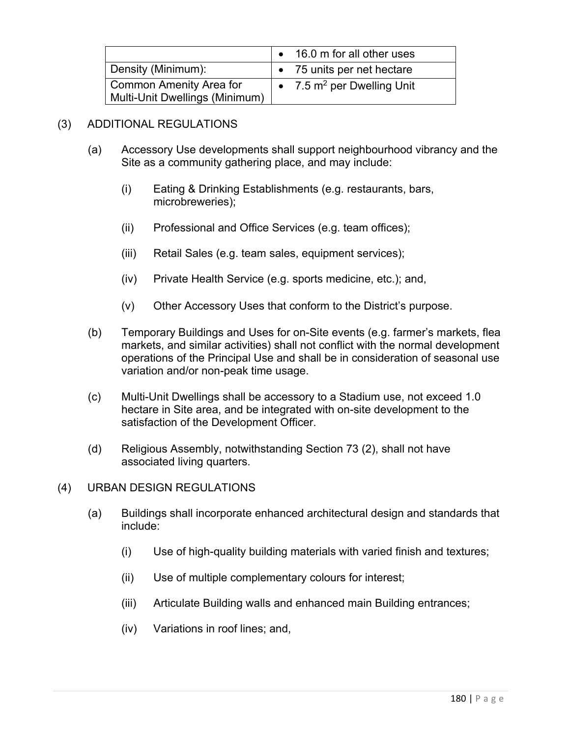| | |
|---|---|
| | • 16.0 m for all other uses |
| Density (Minimum): | • 75 units per net hectare |
| Common Amenity Area for Multi-Unit Dwellings (Minimum) | • 7.5 $m^2$ per Dwelling Unit |

(3) ADDITIONAL REGULATIONS

(a) Accessory Use developments shall support neighbourhood vibrancy and the Site as a community gathering place, and may include:

(i) Eating & Drinking Establishments (e.g. restaurants, bars, microbreweries);

(ii) Professional and Office Services (e.g. team offices);

(iii) Retail Sales (e.g. team sales, equipment services);

(iv) Private Health Service (e.g. sports medicine, etc.); and,

(v) Other Accessory Uses that conform to the District's purpose.

(b) Temporary Buildings and Uses for on-Site events (e.g. farmer's markets, flea markets, and similar activities) shall not conflict with the normal development operations of the Principal Use and shall be in consideration of seasonal use variation and/or non-peak time usage.

(c) Multi-Unit Dwellings shall be accessory to a Stadium use, not exceed 1.0 hectare in Site area, and be integrated with on-site development to the satisfaction of the Development Officer.

(d) Religious Assembly, notwithstanding Section 73 (2), shall not have associated living quarters.

(4) URBAN DESIGN REGULATIONS

(a) Buildings shall incorporate enhanced architectural design and standards that include:

(i) Use of high-quality building materials with varied finish and textures;

(ii) Use of multiple complementary colours for interest;

(iii) Articulate Building walls and enhanced main Building entrances;

(iv) Variations in roof lines; and,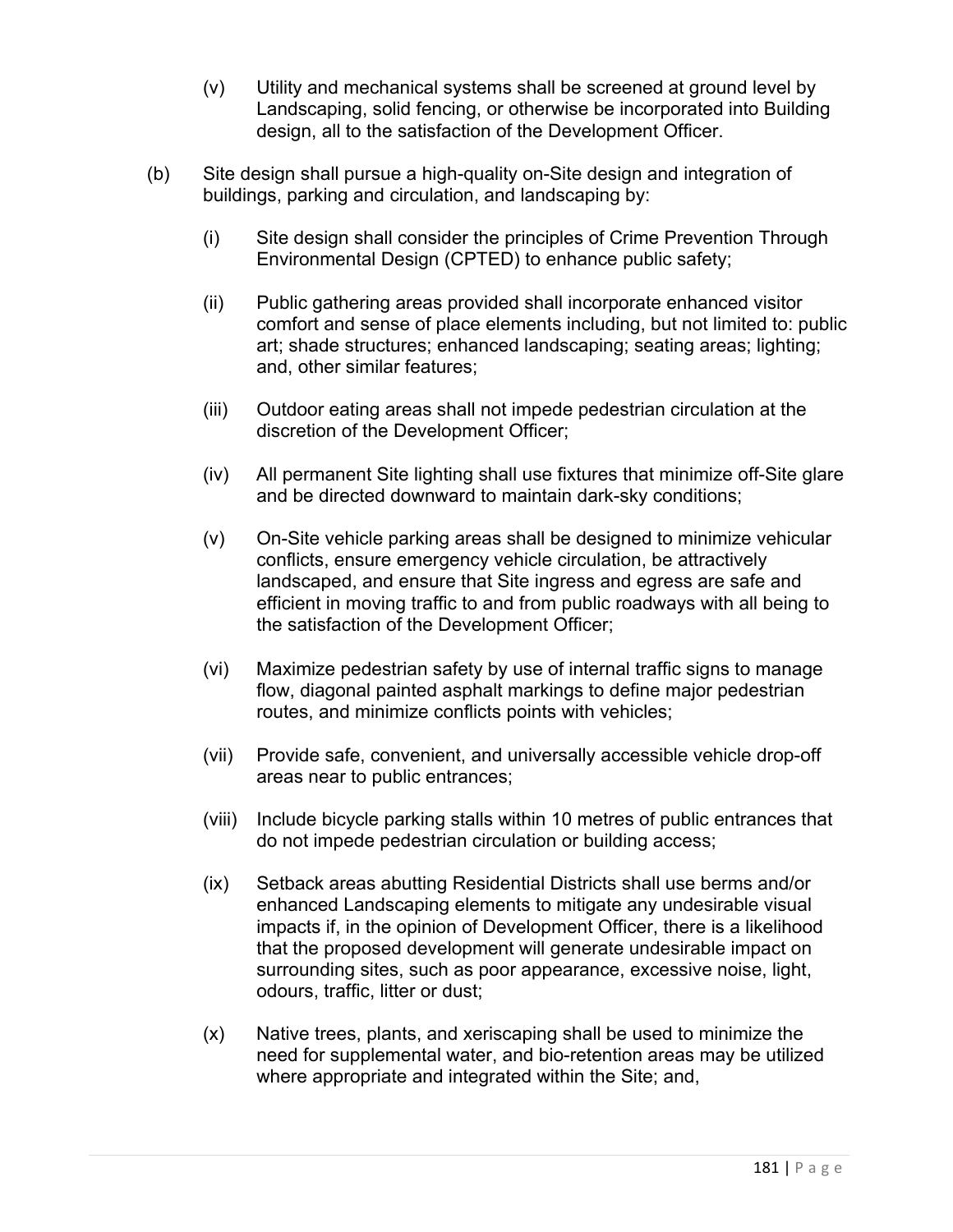(v) Utility and mechanical systems shall be screened at ground level by Landscaping, solid fencing, or otherwise be incorporated into Building design, all to the satisfaction of the Development Officer.

(b) Site design shall pursue a high-quality on-Site design and integration of buildings, parking and circulation, and landscaping by:

(i) Site design shall consider the principles of Crime Prevention Through Environmental Design (CPTED) to enhance public safety;

(ii) Public gathering areas provided shall incorporate enhanced visitor comfort and sense of place elements including, but not limited to: public art; shade structures; enhanced landscaping; seating areas; lighting; and, other similar features;

(iii) Outdoor eating areas shall not impede pedestrian circulation at the discretion of the Development Officer;

(iv) All permanent Site lighting shall use fixtures that minimize off-Site glare and be directed downward to maintain dark-sky conditions;

(v) On-Site vehicle parking areas shall be designed to minimize vehicular conflicts, ensure emergency vehicle circulation, be attractively landscaped, and ensure that Site ingress and egress are safe and efficient in moving traffic to and from public roadways with all being to the satisfaction of the Development Officer;

(vi) Maximize pedestrian safety by use of internal traffic signs to manage flow, diagonal painted asphalt markings to define major pedestrian routes, and minimize conflicts points with vehicles;

(vii) Provide safe, convenient, and universally accessible vehicle drop-off areas near to public entrances;

(viii) Include bicycle parking stalls within 10 metres of public entrances that do not impede pedestrian circulation or building access;

(ix) Setback areas abutting Residential Districts shall use berms and/or enhanced Landscaping elements to mitigate any undesirable visual impacts if, in the opinion of Development Officer, there is a likelihood that the proposed development will generate undesirable impact on surrounding sites, such as poor appearance, excessive noise, light, odours, traffic, litter or dust;

(x) Native trees, plants, and xeriscaping shall be used to minimize the need for supplemental water, and bio-retention areas may be utilized where appropriate and integrated within the Site; and,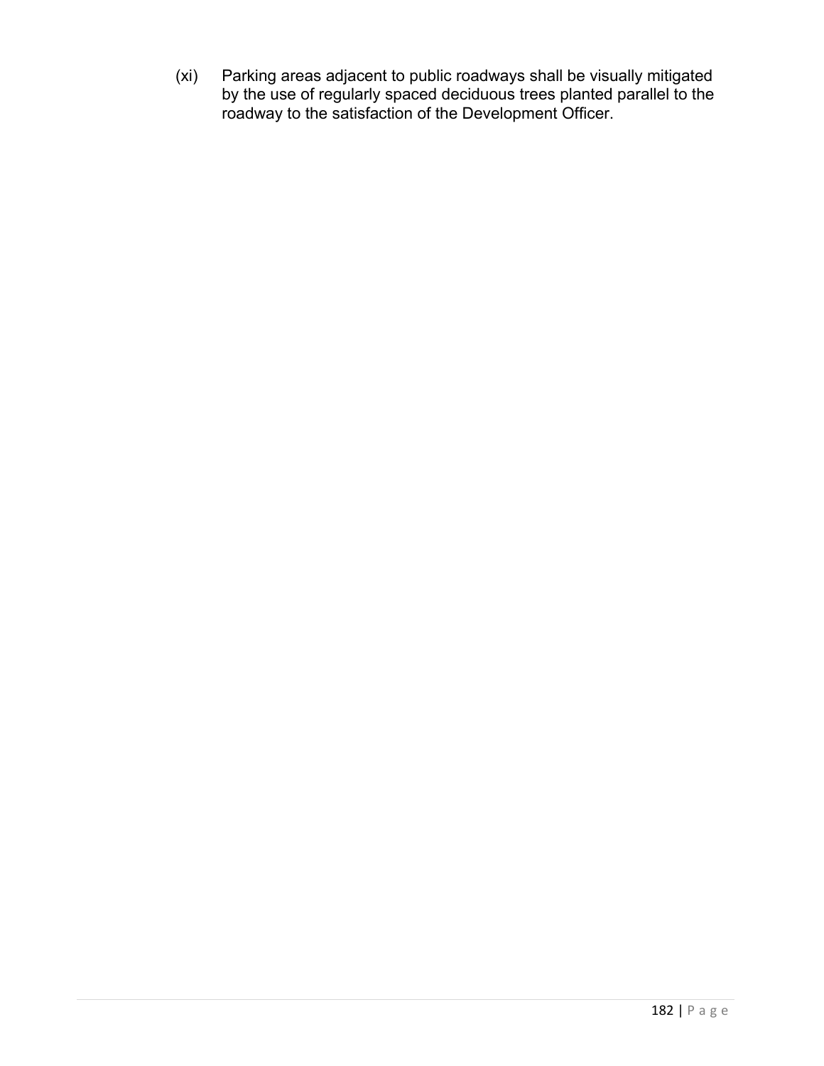(xi) Parking areas adjacent to public roadways shall be visually mitigated by the use of regularly spaced deciduous trees planted parallel to the roadway to the satisfaction of the Development Officer.